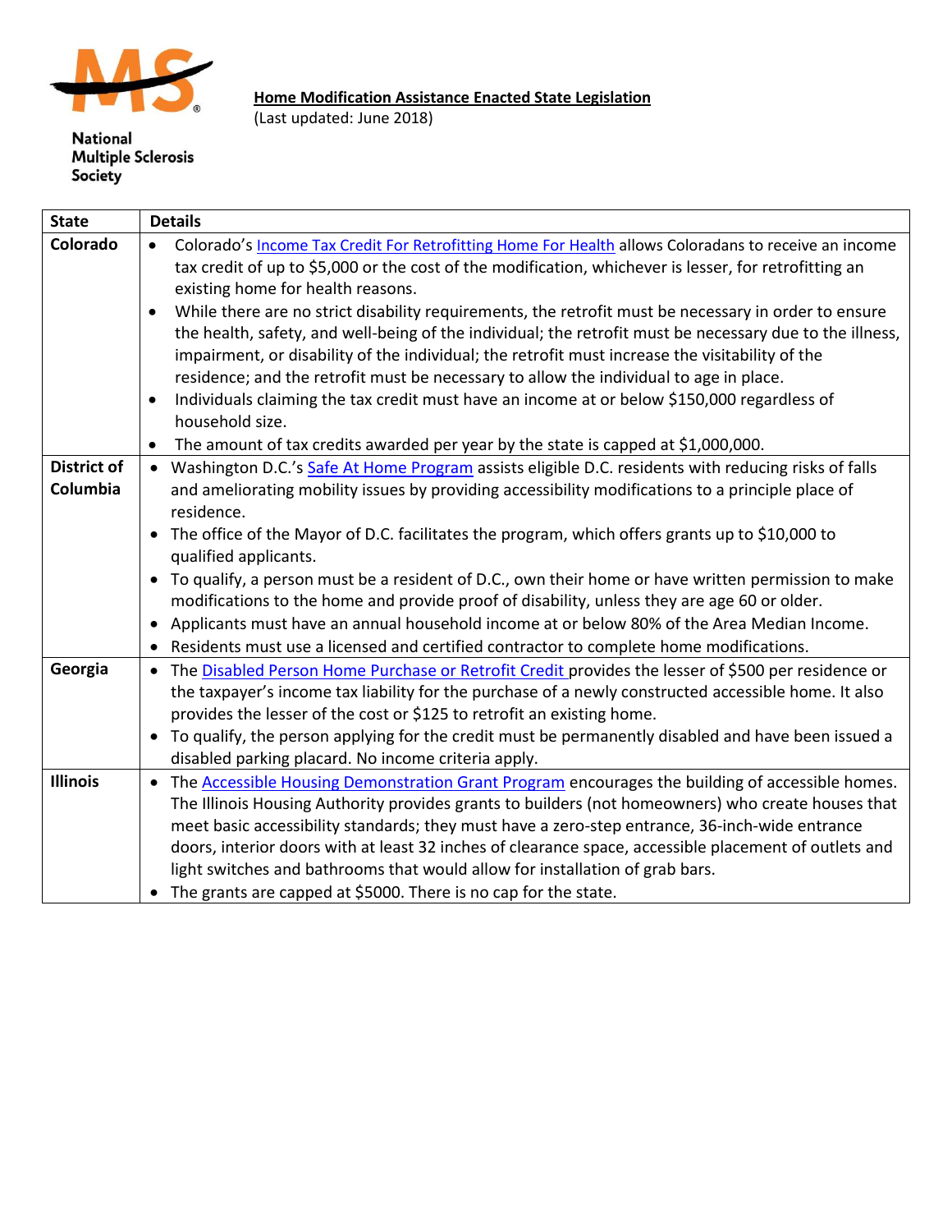National Multiple Sclerosis Society

**Home Modification Assistance Enacted State Legislation**
(Last updated: June 2018)

| State | Details |
|---|---|
| **Colorado** | • Colorado's Income Tax Credit For Retrofitting Home For Health allows Coloradans to receive an income tax credit of up to $5,000 or the cost of the modification, whichever is lesser, for retrofitting an existing home for health reasons.<br>• While there are no strict disability requirements, the retrofit must be necessary in order to ensure the health, safety, and well-being of the individual; the retrofit must be necessary due to the illness, impairment, or disability of the individual; the retrofit must increase the visitability of the residence; and the retrofit must be necessary to allow the individual to age in place.<br>• Individuals claiming the tax credit must have an income at or below $150,000 regardless of household size.<br>• The amount of tax credits awarded per year by the state is capped at $1,000,000. |
| **District of Columbia** | • Washington D.C.'s Safe At Home Program assists eligible D.C. residents with reducing risks of falls and ameliorating mobility issues by providing accessibility modifications to a principle place of residence.<br>• The office of the Mayor of D.C. facilitates the program, which offers grants up to $10,000 to qualified applicants.<br>• To qualify, a person must be a resident of D.C., own their home or have written permission to make modifications to the home and provide proof of disability, unless they are age 60 or older.<br>• Applicants must have an annual household income at or below 80% of the Area Median Income.<br>• Residents must use a licensed and certified contractor to complete home modifications. |
| **Georgia** | • The Disabled Person Home Purchase or Retrofit Credit provides the lesser of $500 per residence or the taxpayer's income tax liability for the purchase of a newly constructed accessible home. It also provides the lesser of the cost or $125 to retrofit an existing home.<br>• To qualify, the person applying for the credit must be permanently disabled and have been issued a disabled parking placard. No income criteria apply. |
| **Illinois** | • The Accessible Housing Demonstration Grant Program encourages the building of accessible homes. The Illinois Housing Authority provides grants to builders (not homeowners) who create houses that meet basic accessibility standards; they must have a zero-step entrance, 36-inch-wide entrance doors, interior doors with at least 32 inches of clearance space, accessible placement of outlets and light switches and bathrooms that would allow for installation of grab bars.<br>• The grants are capped at $5000. There is no cap for the state. |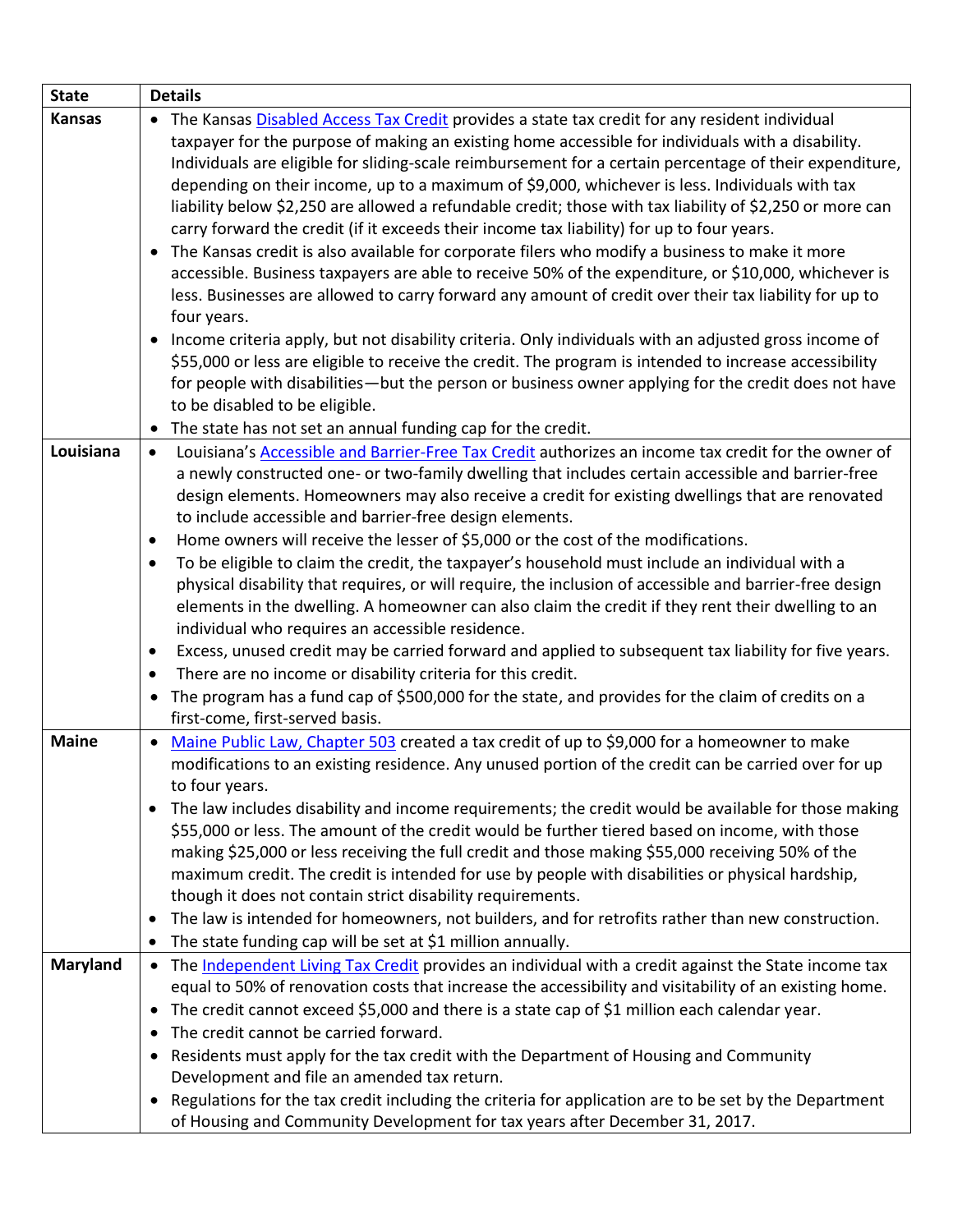| State | Details |
|---|---|
| **Kansas** | • The Kansas Disabled Access Tax Credit provides a state tax credit for any resident individual taxpayer for the purpose of making an existing home accessible for individuals with a disability. Individuals are eligible for sliding-scale reimbursement for a certain percentage of their expenditure, depending on their income, up to a maximum of $9,000, whichever is less. Individuals with tax liability below $2,250 are allowed a refundable credit; those with tax liability of $2,250 or more can carry forward the credit (if it exceeds their income tax liability) for up to four years.<br>• The Kansas credit is also available for corporate filers who modify a business to make it more accessible. Business taxpayers are able to receive 50% of the expenditure, or $10,000, whichever is less. Businesses are allowed to carry forward any amount of credit over their tax liability for up to four years.<br>• Income criteria apply, but not disability criteria. Only individuals with an adjusted gross income of $55,000 or less are eligible to receive the credit. The program is intended to increase accessibility for people with disabilities—but the person or business owner applying for the credit does not have to be disabled to be eligible.<br>• The state has not set an annual funding cap for the credit. |
| **Louisiana** | • Louisiana's Accessible and Barrier-Free Tax Credit authorizes an income tax credit for the owner of a newly constructed one- or two-family dwelling that includes certain accessible and barrier-free design elements. Homeowners may also receive a credit for existing dwellings that are renovated to include accessible and barrier-free design elements.<br>• Home owners will receive the lesser of $5,000 or the cost of the modifications.<br>• To be eligible to claim the credit, the taxpayer's household must include an individual with a physical disability that requires, or will require, the inclusion of accessible and barrier-free design elements in the dwelling. A homeowner can also claim the credit if they rent their dwelling to an individual who requires an accessible residence.<br>• Excess, unused credit may be carried forward and applied to subsequent tax liability for five years.<br>• There are no income or disability criteria for this credit.<br>• The program has a fund cap of $500,000 for the state, and provides for the claim of credits on a first-come, first-served basis. |
| **Maine** | • Maine Public Law, Chapter 503 created a tax credit of up to $9,000 for a homeowner to make modifications to an existing residence. Any unused portion of the credit can be carried over for up to four years.<br>• The law includes disability and income requirements; the credit would be available for those making $55,000 or less. The amount of the credit would be further tiered based on income, with those making $25,000 or less receiving the full credit and those making $55,000 receiving 50% of the maximum credit. The credit is intended for use by people with disabilities or physical hardship, though it does not contain strict disability requirements.<br>• The law is intended for homeowners, not builders, and for retrofits rather than new construction.<br>• The state funding cap will be set at $1 million annually. |
| **Maryland** | • The Independent Living Tax Credit provides an individual with a credit against the State income tax equal to 50% of renovation costs that increase the accessibility and visitability of an existing home.<br>• The credit cannot exceed $5,000 and there is a state cap of $1 million each calendar year.<br>• The credit cannot be carried forward.<br>• Residents must apply for the tax credit with the Department of Housing and Community Development and file an amended tax return.<br>• Regulations for the tax credit including the criteria for application are to be set by the Department of Housing and Community Development for tax years after December 31, 2017. |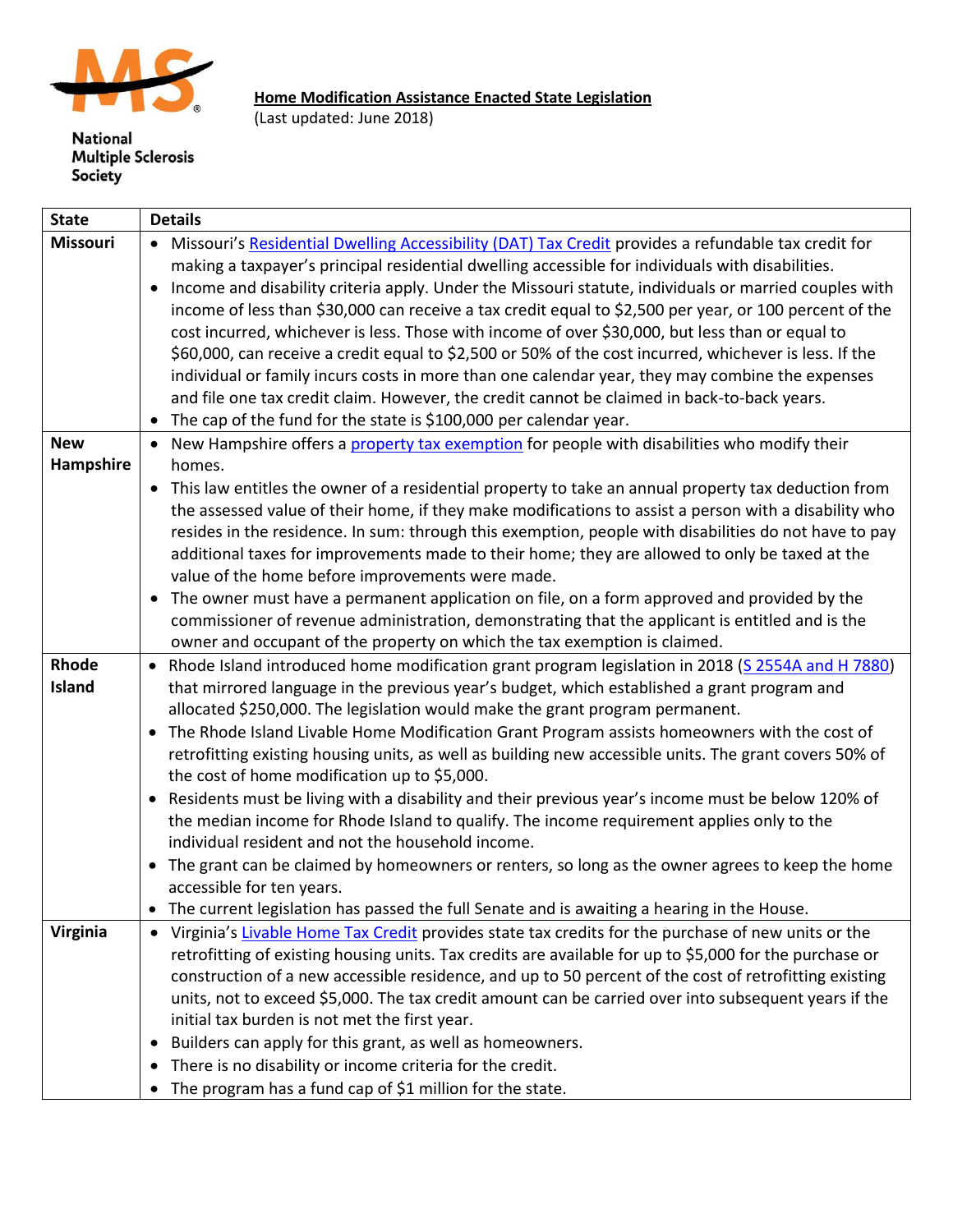National Multiple Sclerosis Society

**Home Modification Assistance Enacted State Legislation**

(Last updated: June 2018)

| State | Details |
|---|---|
| **Missouri** | • Missouri's Residential Dwelling Accessibility (DAT) Tax Credit provides a refundable tax credit for making a taxpayer's principal residential dwelling accessible for individuals with disabilities.<br>• Income and disability criteria apply. Under the Missouri statute, individuals or married couples with income of less than $30,000 can receive a tax credit equal to $2,500 per year, or 100 percent of the cost incurred, whichever is less. Those with income of over $30,000, but less than or equal to $60,000, can receive a credit equal to $2,500 or 50% of the cost incurred, whichever is less. If the individual or family incurs costs in more than one calendar year, they may combine the expenses and file one tax credit claim. However, the credit cannot be claimed in back-to-back years.<br>• The cap of the fund for the state is $100,000 per calendar year. |
| **New Hampshire** | • New Hampshire offers a property tax exemption for people with disabilities who modify their homes.<br>• This law entitles the owner of a residential property to take an annual property tax deduction from the assessed value of their home, if they make modifications to assist a person with a disability who resides in the residence. In sum: through this exemption, people with disabilities do not have to pay additional taxes for improvements made to their home; they are allowed to only be taxed at the value of the home before improvements were made.<br>• The owner must have a permanent application on file, on a form approved and provided by the commissioner of revenue administration, demonstrating that the applicant is entitled and is the owner and occupant of the property on which the tax exemption is claimed. |
| **Rhode Island** | • Rhode Island introduced home modification grant program legislation in 2018 (S 2554A and H 7880) that mirrored language in the previous year's budget, which established a grant program and allocated $250,000. The legislation would make the grant program permanent.<br>• The Rhode Island Livable Home Modification Grant Program assists homeowners with the cost of retrofitting existing housing units, as well as building new accessible units. The grant covers 50% of the cost of home modification up to $5,000.<br>• Residents must be living with a disability and their previous year's income must be below 120% of the median income for Rhode Island to qualify. The income requirement applies only to the individual resident and not the household income.<br>• The grant can be claimed by homeowners or renters, so long as the owner agrees to keep the home accessible for ten years.<br>• The current legislation has passed the full Senate and is awaiting a hearing in the House. |
| **Virginia** | • Virginia's Livable Home Tax Credit provides state tax credits for the purchase of new units or the retrofitting of existing housing units. Tax credits are available for up to $5,000 for the purchase or construction of a new accessible residence, and up to 50 percent of the cost of retrofitting existing units, not to exceed $5,000. The tax credit amount can be carried over into subsequent years if the initial tax burden is not met the first year.<br>• Builders can apply for this grant, as well as homeowners.<br>• There is no disability or income criteria for the credit.<br>• The program has a fund cap of $1 million for the state. |